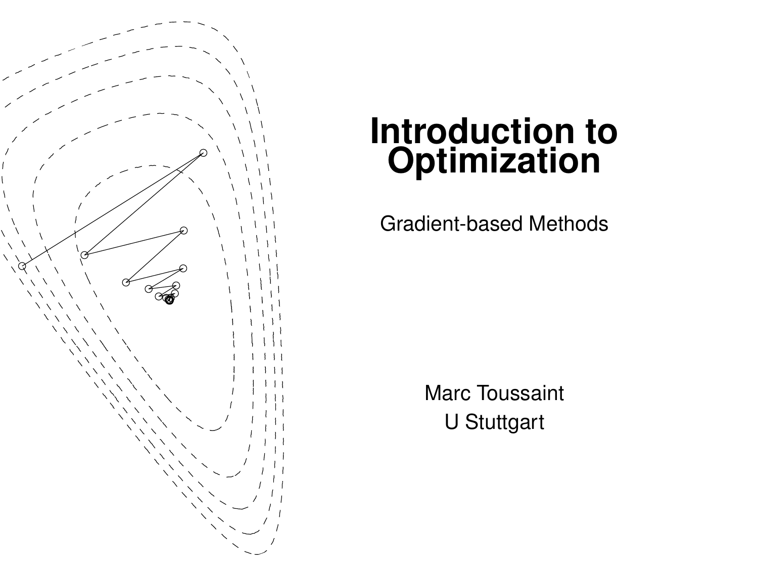# Introduction to Optimization

Gradient-based Methods

Marc Toussaint
U Stuttgart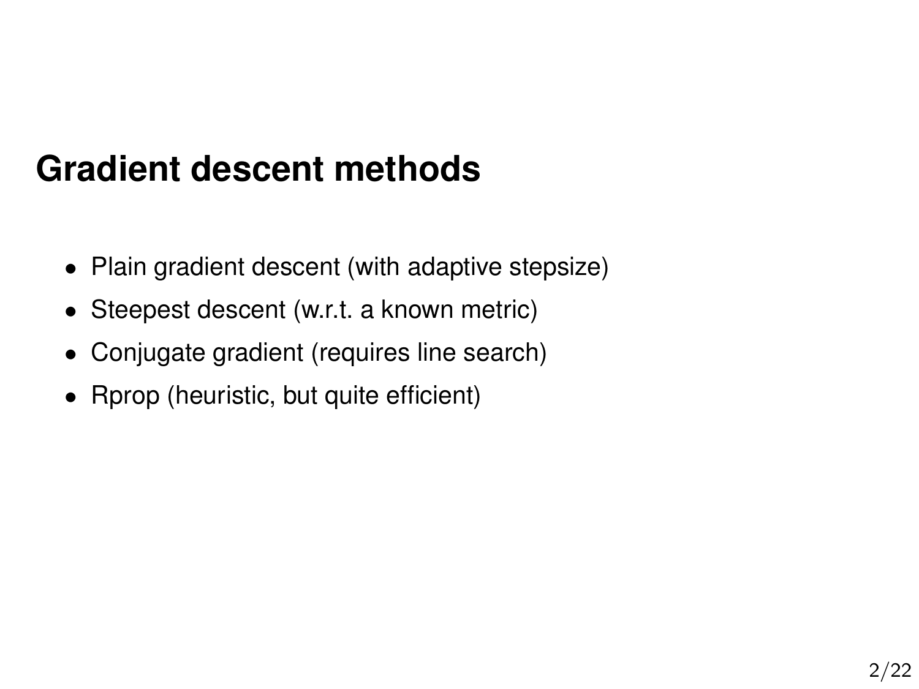## Gradient descent methods

- Plain gradient descent (with adaptive stepsize)
- Steepest descent (w.r.t. a known metric)
- Conjugate gradient (requires line search)
- Rprop (heuristic, but quite efficient)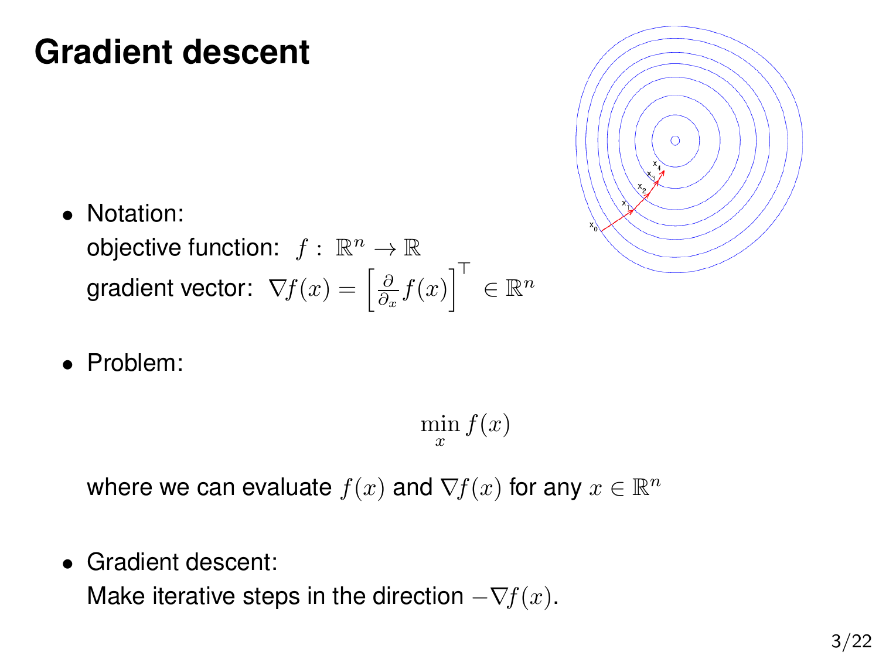# Gradient descent

- Notation:
  objective function: $f : \mathbb{R}^n \to \mathbb{R}$
  gradient vector: $\nabla f(x) = \left[\frac{\partial}{\partial_x} f(x)\right]^\top \in \mathbb{R}^n$

- Problem:

$$\min_x f(x)$$

  where we can evaluate $f(x)$ and $\nabla f(x)$ for any $x \in \mathbb{R}^n$

- Gradient descent:
  Make iterative steps in the direction $-\nabla f(x)$.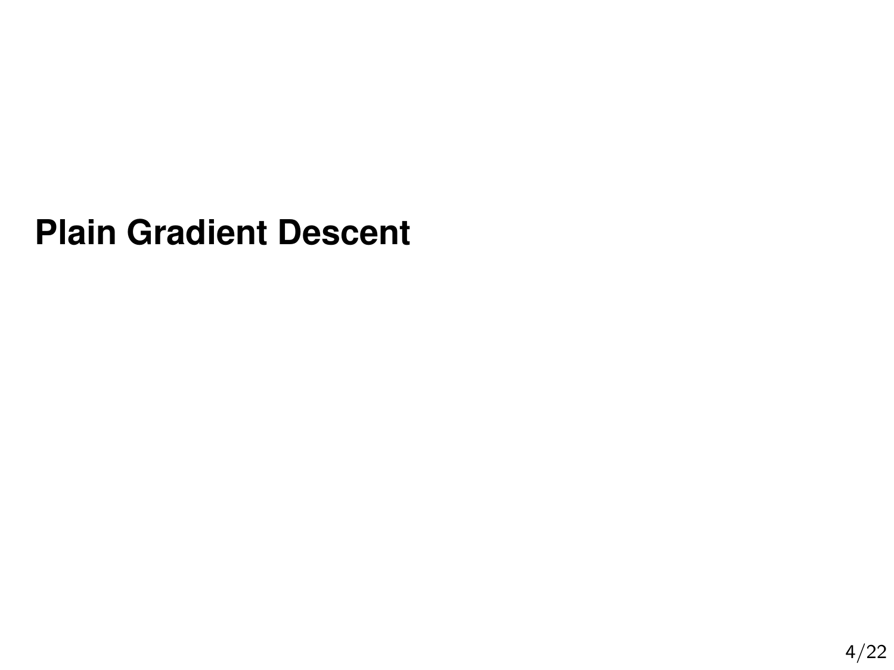# Plain Gradient Descent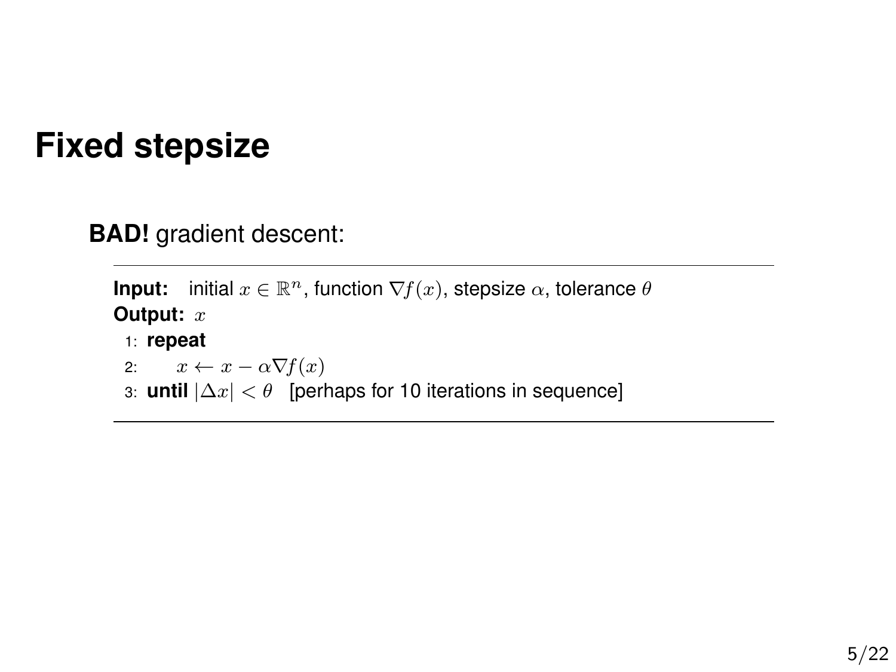# Fixed stepsize

**BAD!** gradient descent:

---

**Input:** initial $x \in \mathbb{R}^n$, function $\nabla f(x)$, stepsize $\alpha$, tolerance $\theta$
**Output:** $x$

1: **repeat**
2: $\quad x \leftarrow x - \alpha \nabla f(x)$
3: **until** $|\Delta x| < \theta$ [perhaps for 10 iterations in sequence]

---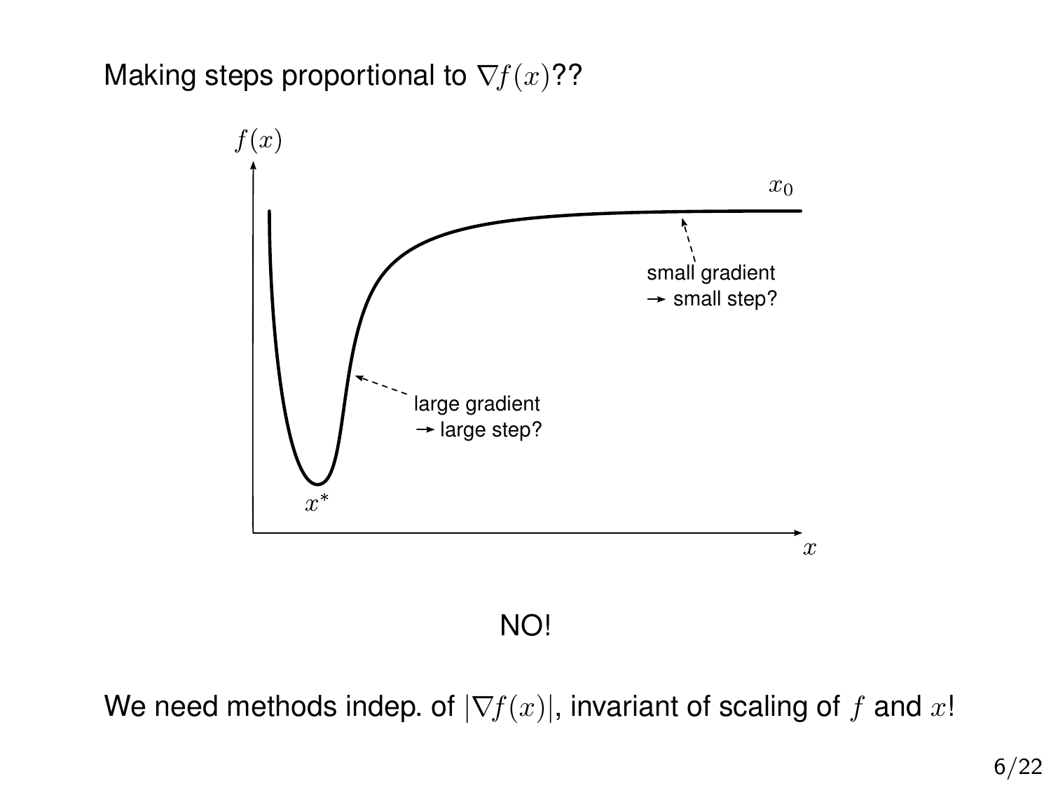Making steps proportional to $\nabla f(x)$??

NO!

We need methods indep. of $|\nabla f(x)|$, invariant of scaling of $f$ and $x$!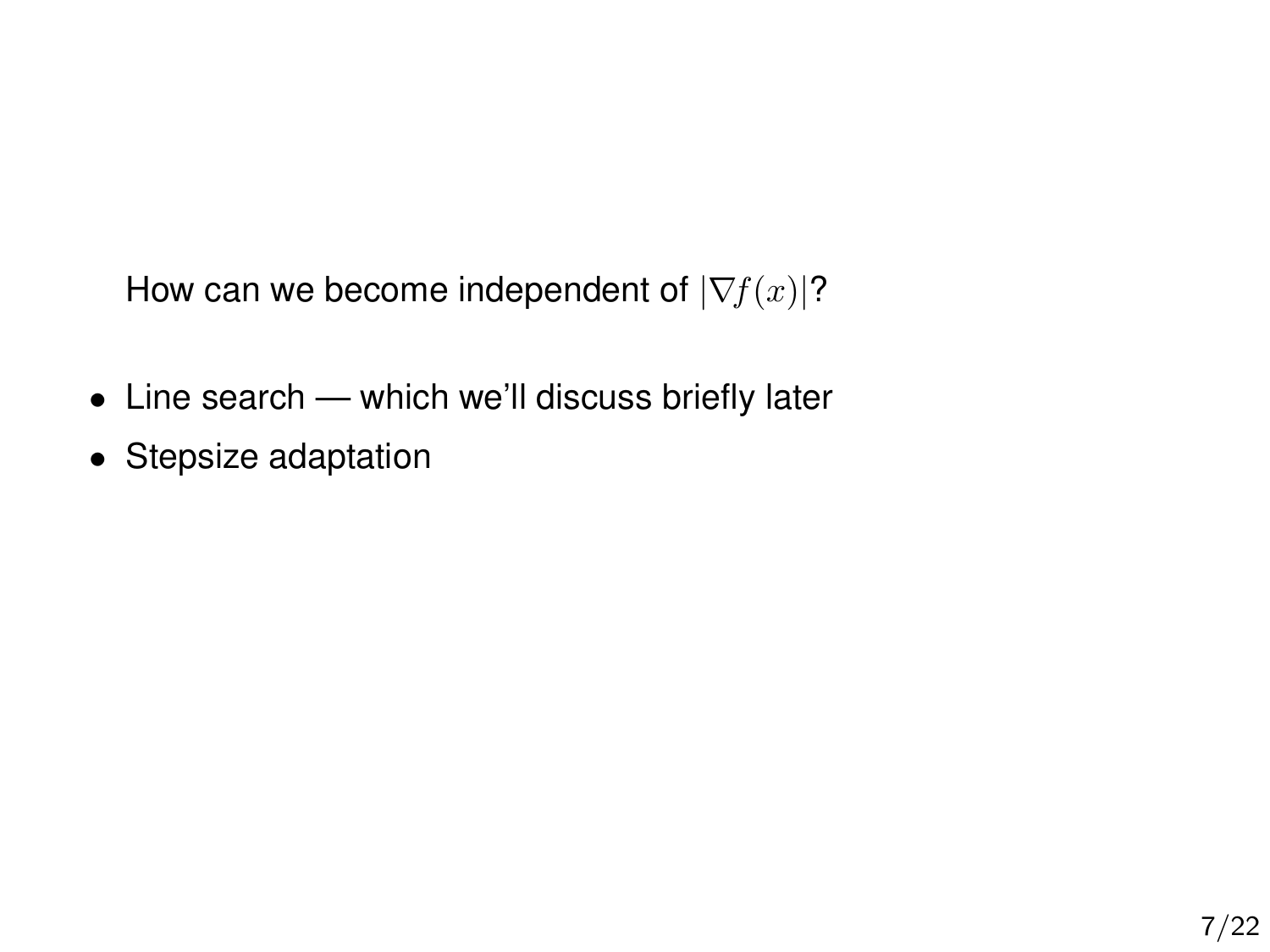How can we become independent of $|\nabla f(x)|$?

- Line search — which we'll discuss briefly later
- Stepsize adaptation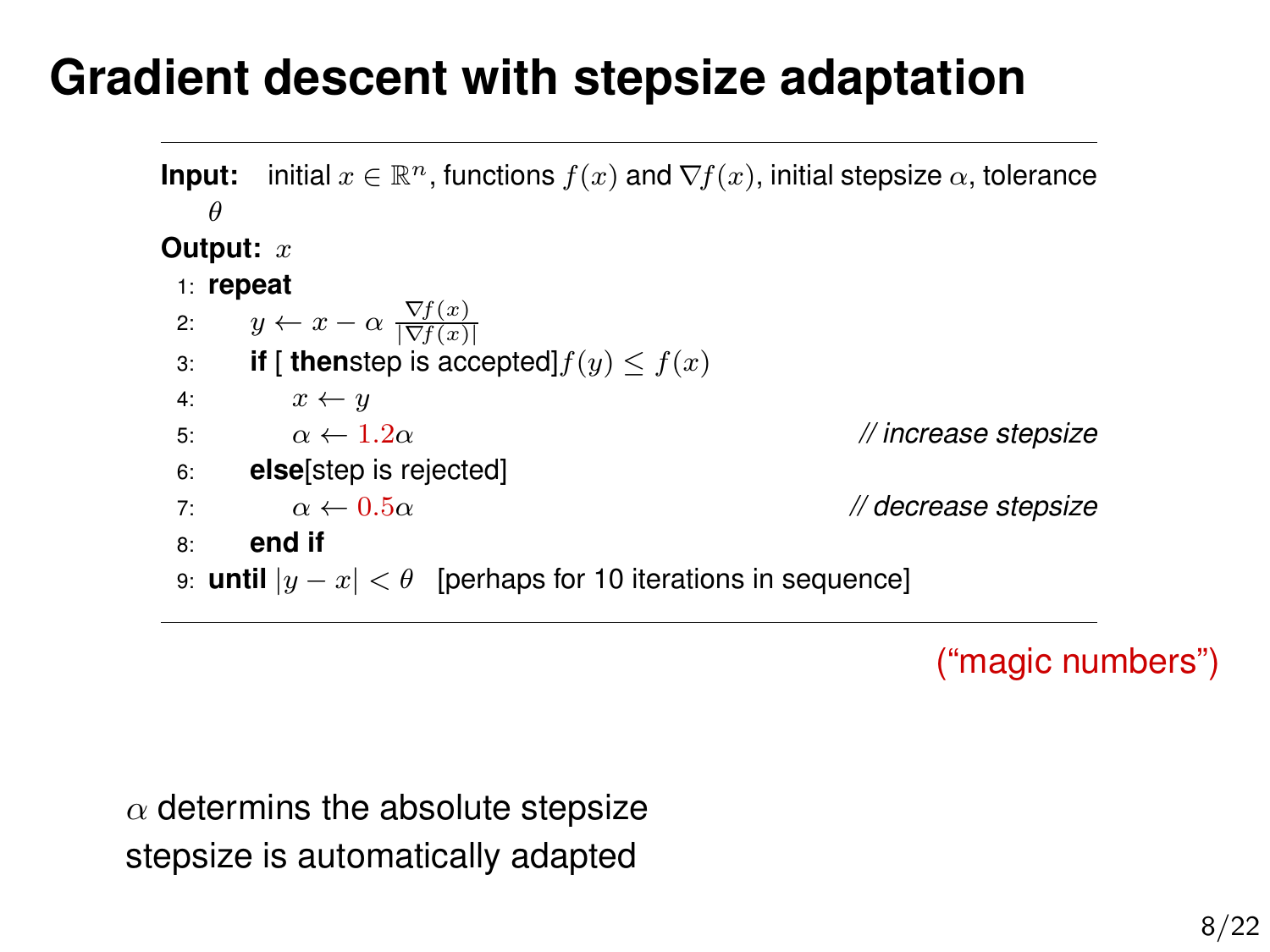# Gradient descent with stepsize adaptation

**Input:** initial $x \in \mathbb{R}^n$, functions $f(x)$ and $\nabla f(x)$, initial stepsize $\alpha$, tolerance $\theta$

**Output:** $x$

```
1: repeat
2:     y ← x − α ∇f(x)/|∇f(x)|
3:     if [ thenstep is accepted] f(y) ≤ f(x)
4:         x ← y
5:         α ← 1.2α                                   // increase stepsize
6:     else[step is rejected]
7:         α ← 0.5α                                   // decrease stepsize
8:     end if
9: until |y − x| < θ   [perhaps for 10 iterations in sequence]
```

("magic numbers")

$\alpha$ determins the absolute stepsize
stepsize is automatically adapted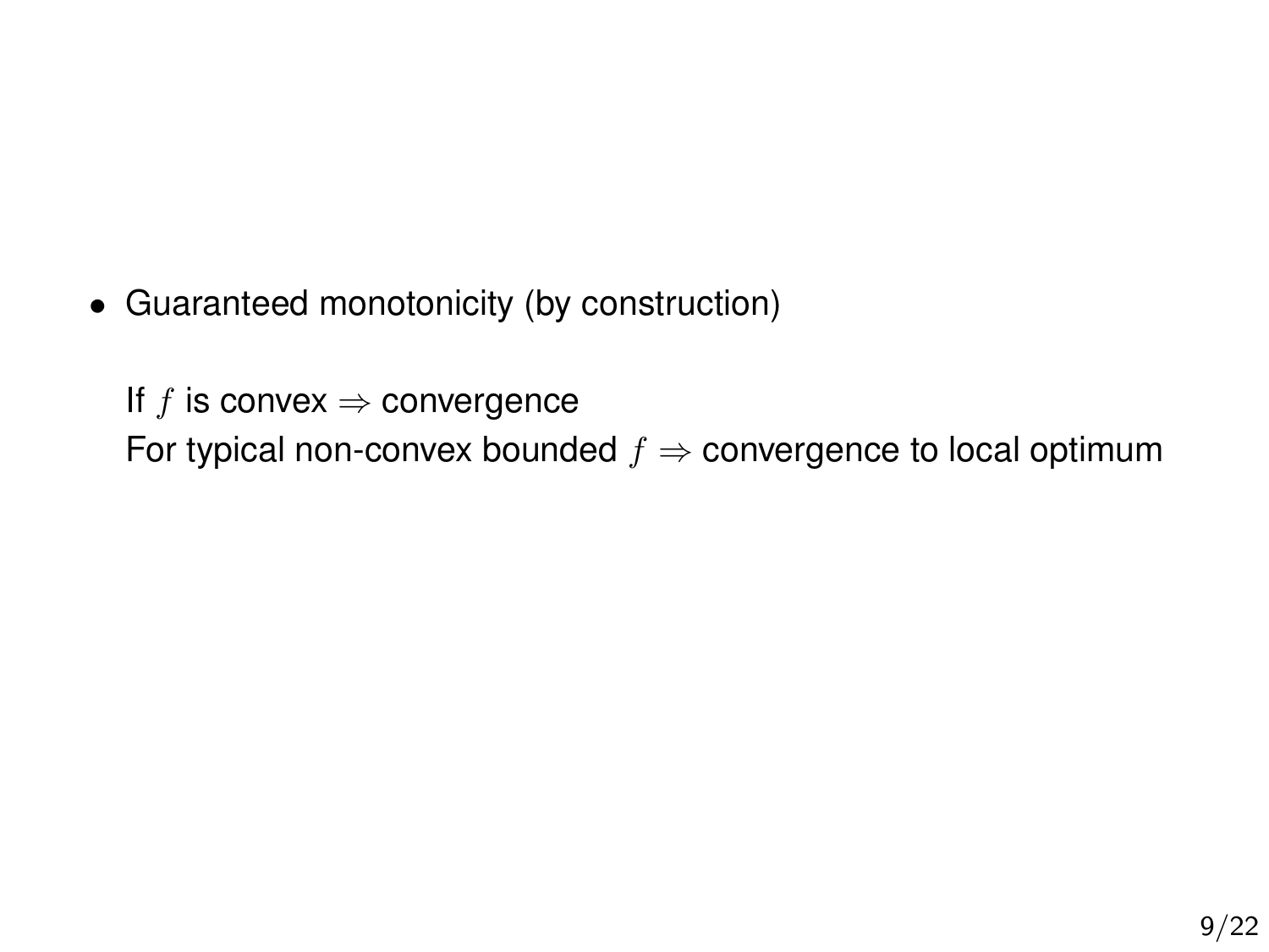- Guaranteed monotonicity (by construction)

  If $f$ is convex $\Rightarrow$ convergence
  For typical non-convex bounded $f$ $\Rightarrow$ convergence to local optimum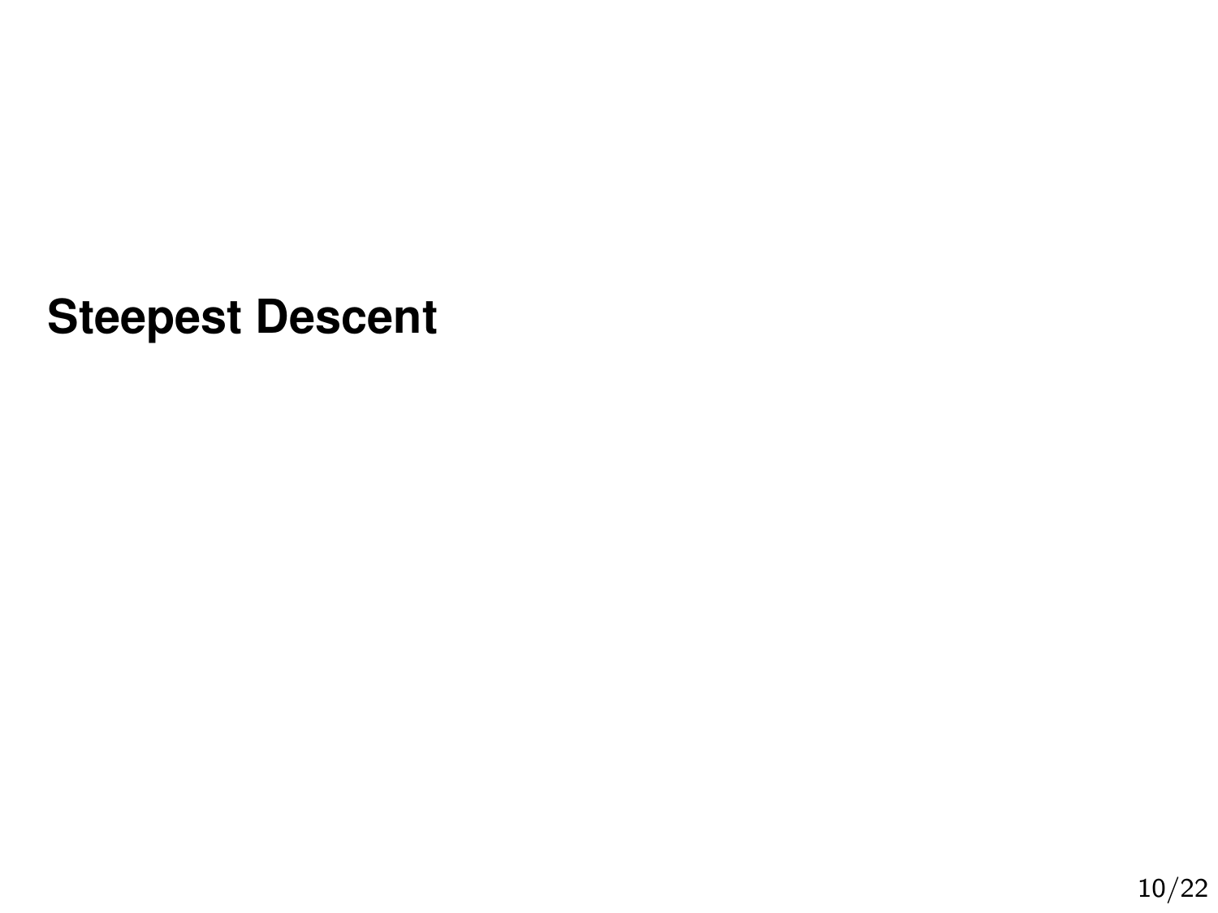# Steepest Descent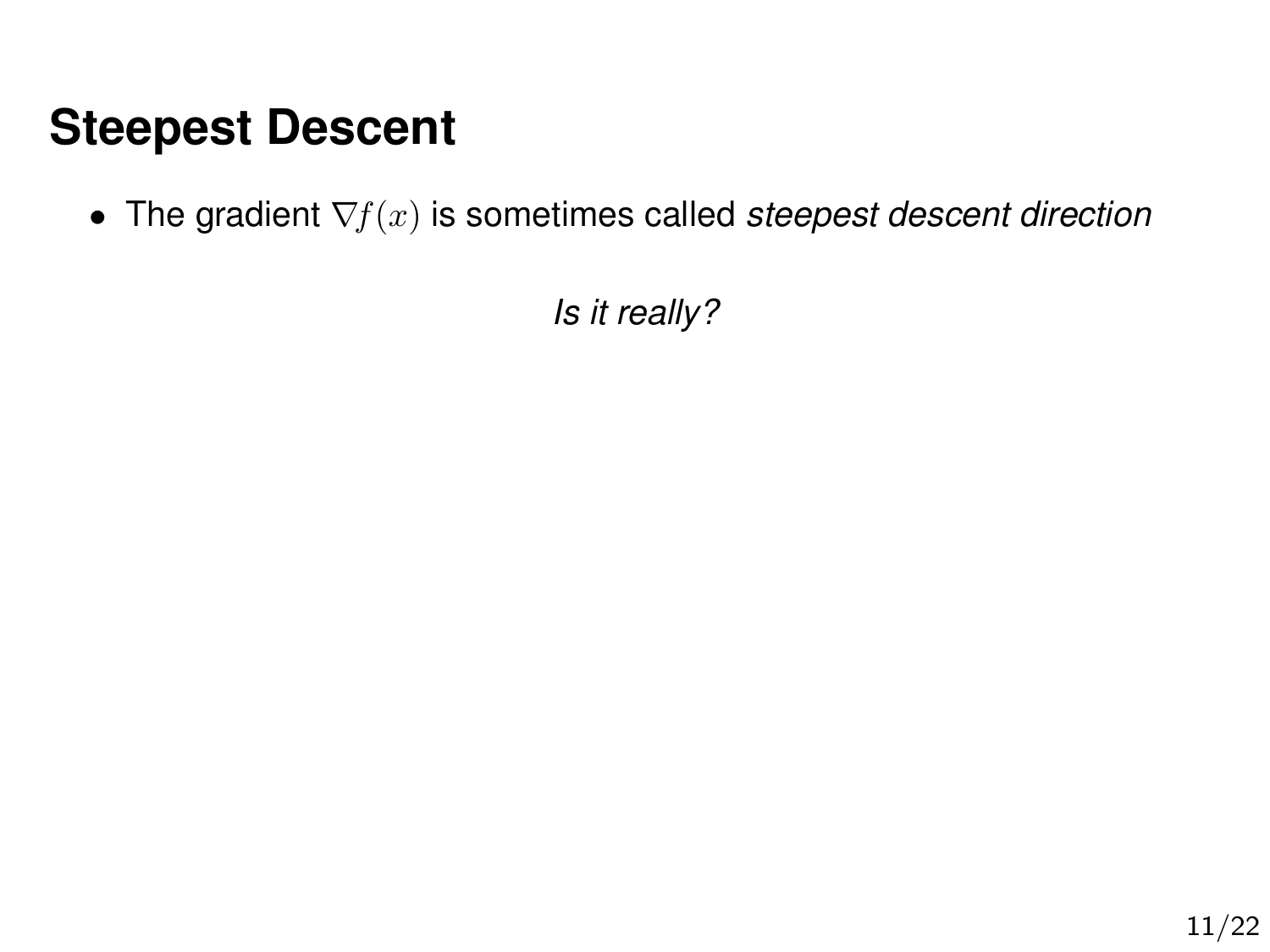# Steepest Descent

- The gradient $\nabla f(x)$ is sometimes called *steepest descent direction*

*Is it really?*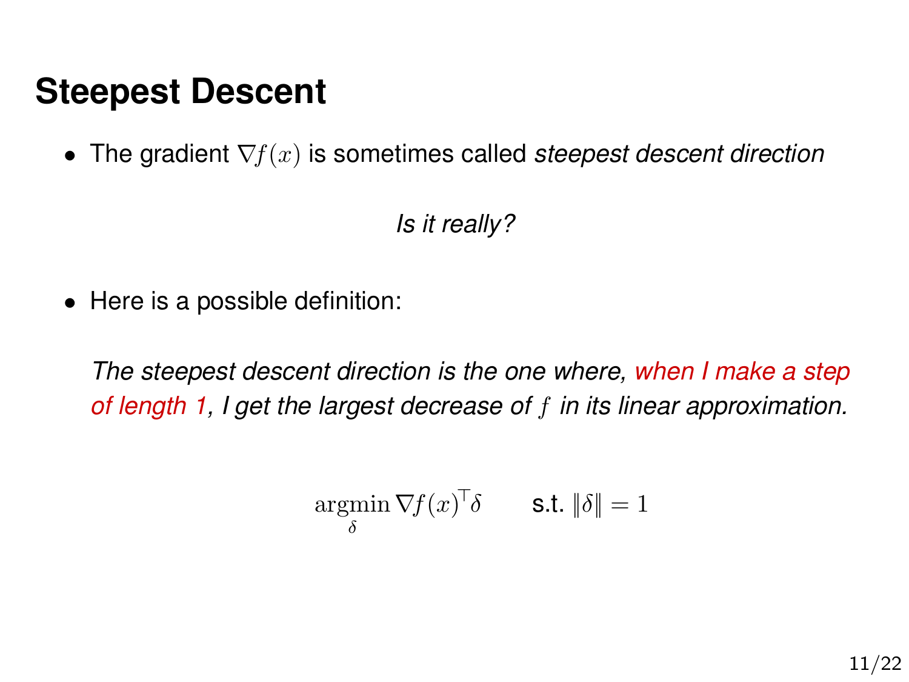# Steepest Descent

- The gradient $\nabla f(x)$ is sometimes called *steepest descent direction*

*Is it really?*

- Here is a possible definition:

  *The steepest descent direction is the one where, when I make a step of length 1, I get the largest decrease of $f$ in its linear approximation.*

$$\underset{\delta}{\operatorname{argmin}}\, \nabla f(x)^\top \delta \qquad \text{s.t. } \|\delta\| = 1$$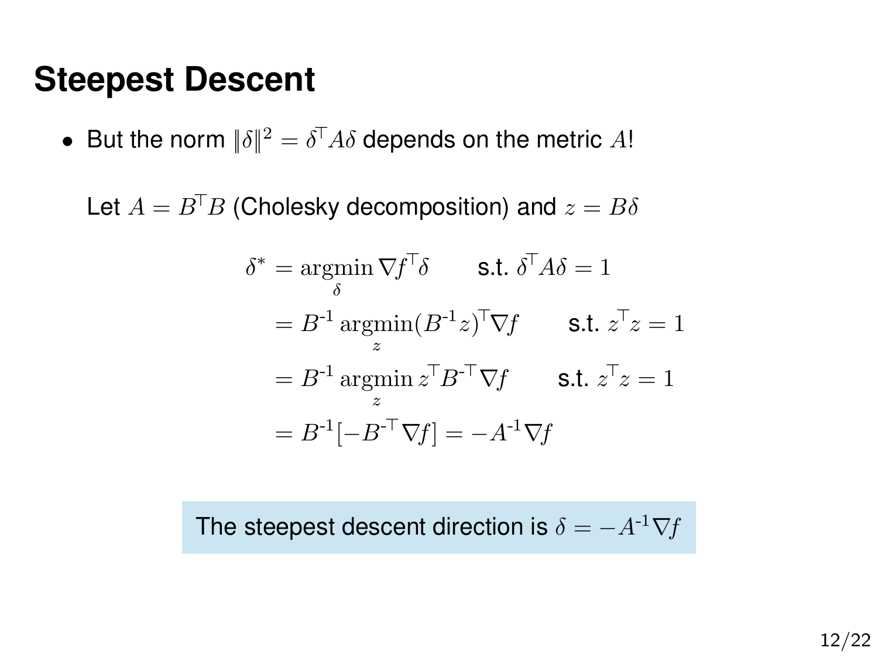# Steepest Descent

- But the norm $\|\delta\|^2 = \delta^\top A \delta$ depends on the metric $A$!

  Let $A = B^\top B$ (Cholesky decomposition) and $z = B\delta$

$$
\begin{aligned}
\delta^* &= \underset{\delta}{\text{argmin}}\, \nabla f^\top \delta \qquad \text{s.t. } \delta^\top A \delta = 1 \\
&= B^{\text{-}1}\, \underset{z}{\text{argmin}} (B^{\text{-}1} z)^\top \nabla f \qquad \text{s.t. } z^\top z = 1 \\
&= B^{\text{-}1}\, \underset{z}{\text{argmin}}\, z^\top B^{\text{-}\top} \nabla f \qquad \text{s.t. } z^\top z = 1 \\
&= B^{\text{-}1} [-B^{\text{-}\top} \nabla f] = -A^{\text{-}1} \nabla f
\end{aligned}
$$

The steepest descent direction is $\delta = -A^{\text{-}1} \nabla f$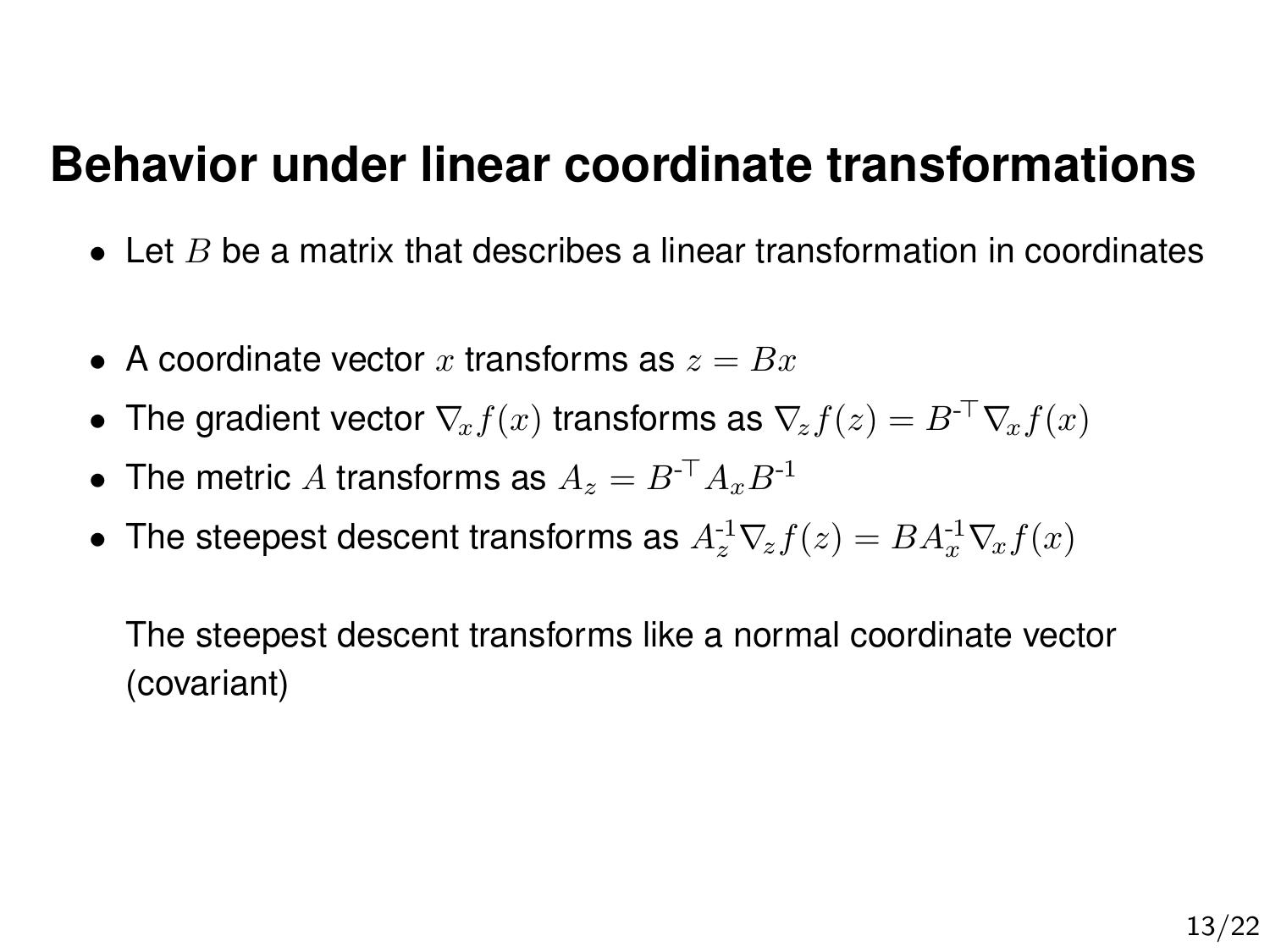# Behavior under linear coordinate transformations

- Let $B$ be a matrix that describes a linear transformation in coordinates

- A coordinate vector $x$ transforms as $z = Bx$
- The gradient vector $\nabla_x f(x)$ transforms as $\nabla_z f(z) = B^{-\top} \nabla_x f(x)$
- The metric $A$ transforms as $A_z = B^{-\top} A_x B^{-1}$
- The steepest descent transforms as $A_z^{-1} \nabla_z f(z) = B A_x^{-1} \nabla_x f(x)$

  The steepest descent transforms like a normal coordinate vector (covariant)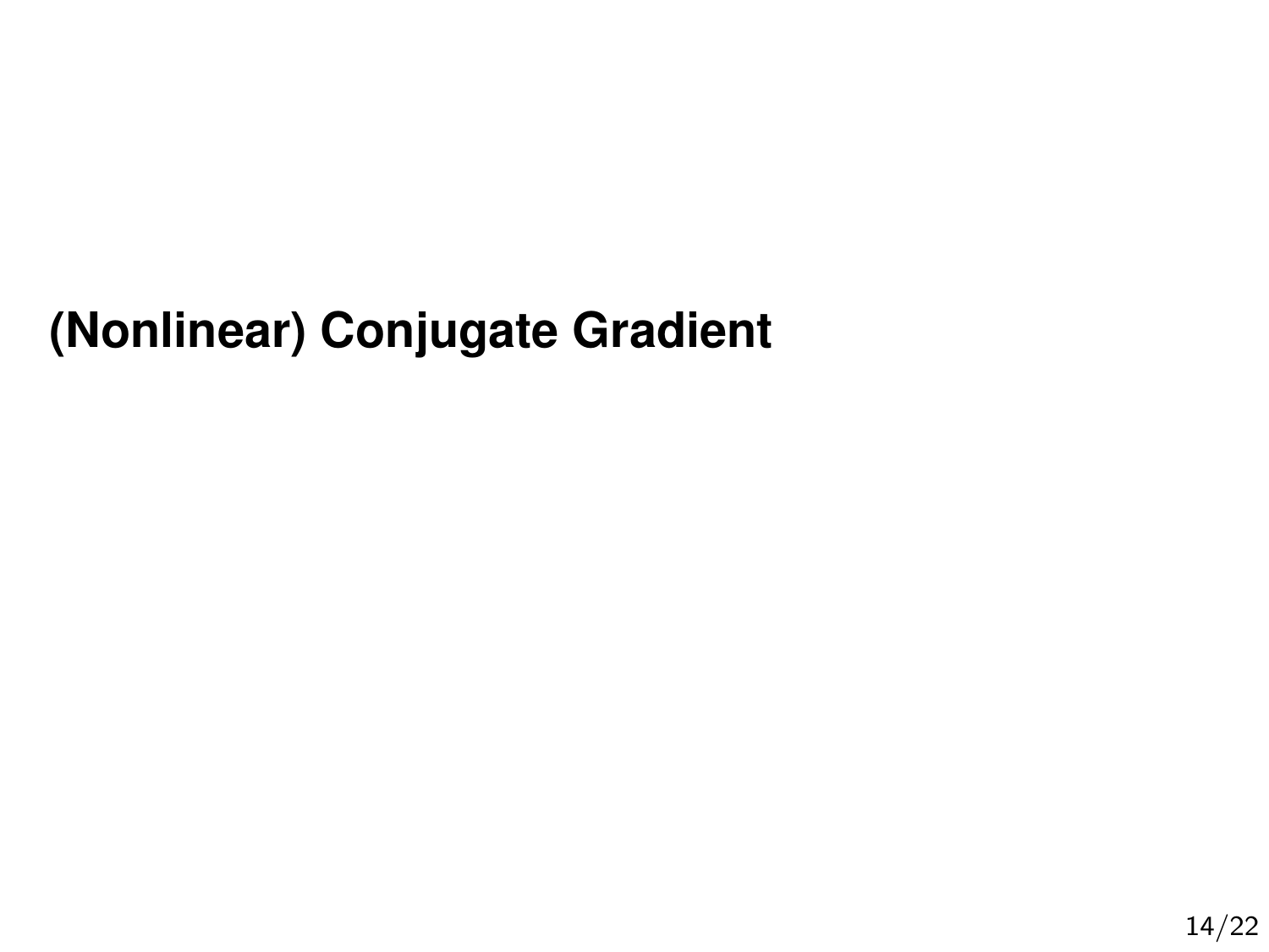# (Nonlinear) Conjugate Gradient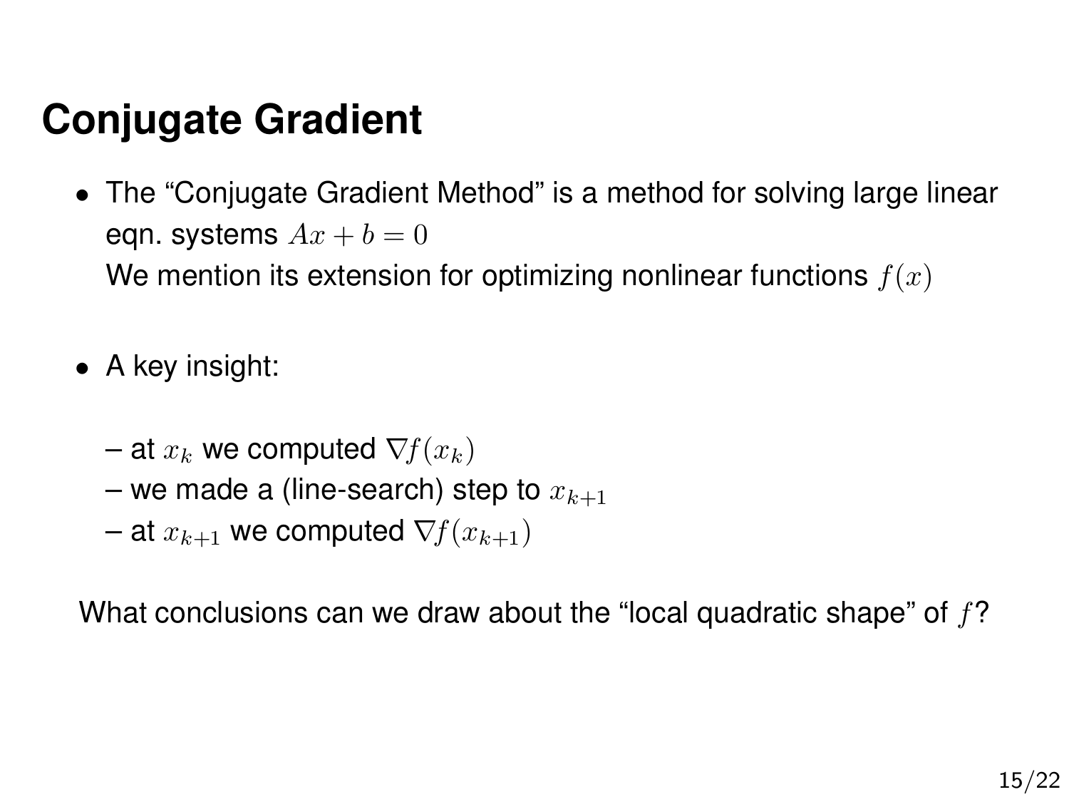# Conjugate Gradient

- The "Conjugate Gradient Method" is a method for solving large linear eqn. systems $Ax + b = 0$
  We mention its extension for optimizing nonlinear functions $f(x)$

- A key insight:

  – at $x_k$ we computed $\nabla f(x_k)$
  – we made a (line-search) step to $x_{k+1}$
  – at $x_{k+1}$ we computed $\nabla f(x_{k+1})$

  What conclusions can we draw about the "local quadratic shape" of $f$?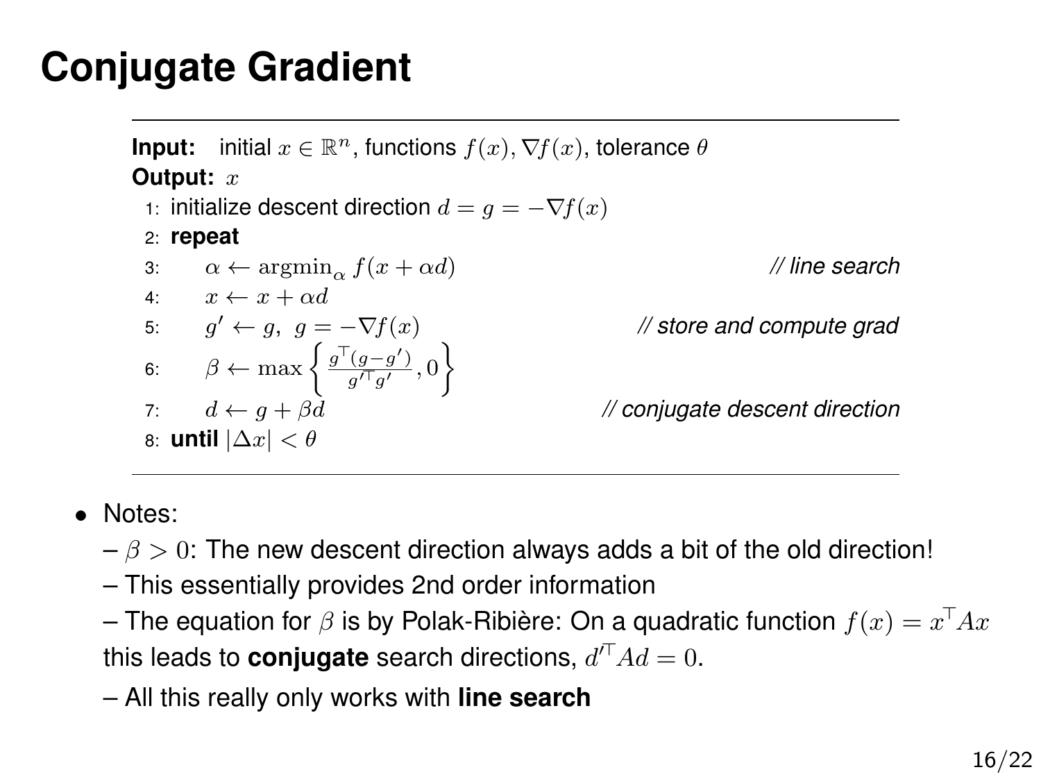# Conjugate Gradient

---

**Input:** initial $x \in \mathbb{R}^n$, functions $f(x), \nabla f(x)$, tolerance $\theta$
**Output:** $x$

1: initialize descent direction $d = g = -\nabla f(x)$
2: **repeat**
3: $\quad \alpha \leftarrow \text{argmin}_\alpha f(x + \alpha d)$ *// line search*
4: $\quad x \leftarrow x + \alpha d$
5: $\quad g' \leftarrow g,\ g = -\nabla f(x)$ *// store and compute grad*
6: $\quad \beta \leftarrow \max \left\{ \frac{g^\top (g - g')}{g'^\top g'}, 0 \right\}$
7: $\quad d \leftarrow g + \beta d$ *// conjugate descent direction*
8: **until** $|\Delta x| < \theta$

---

- Notes:
  – $\beta > 0$: The new descent direction always adds a bit of the old direction!
  – This essentially provides 2nd order information
  – The equation for $\beta$ is by Polak-Ribière: On a quadratic function $f(x) = x^\top Ax$ this leads to **conjugate** search directions, $d'^\top Ad = 0$.
  – All this really only works with **line search**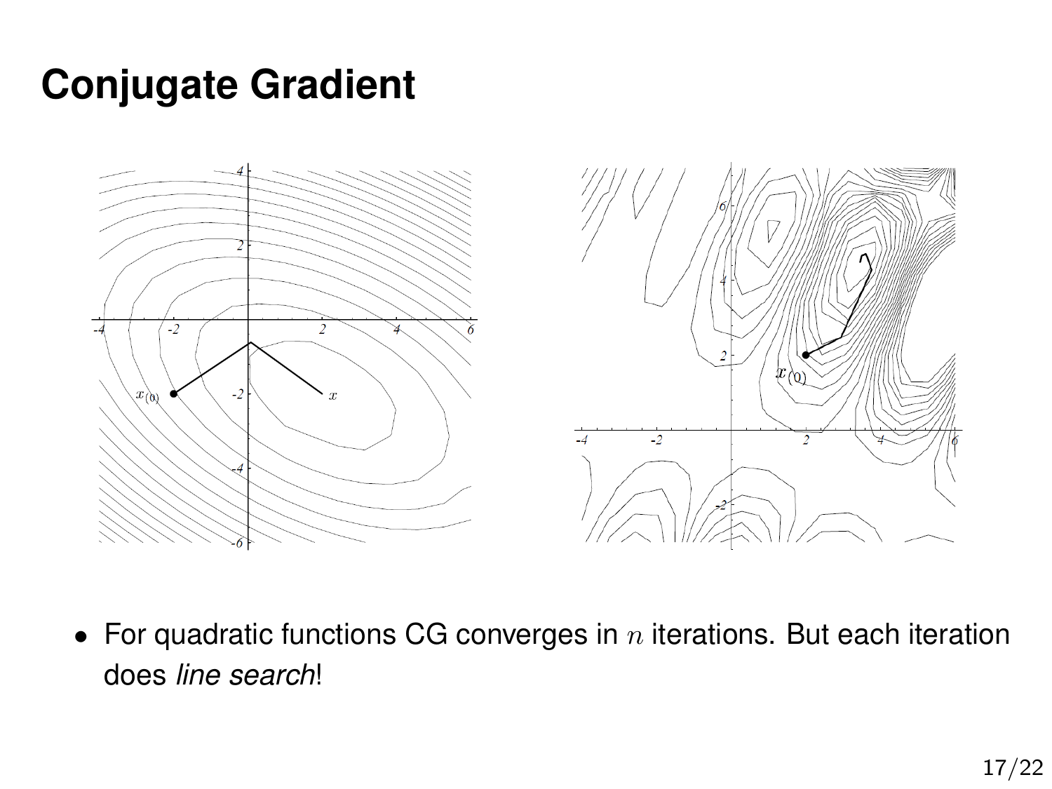# Conjugate Gradient

- For quadratic functions CG converges in $n$ iterations. But each iteration does *line search*!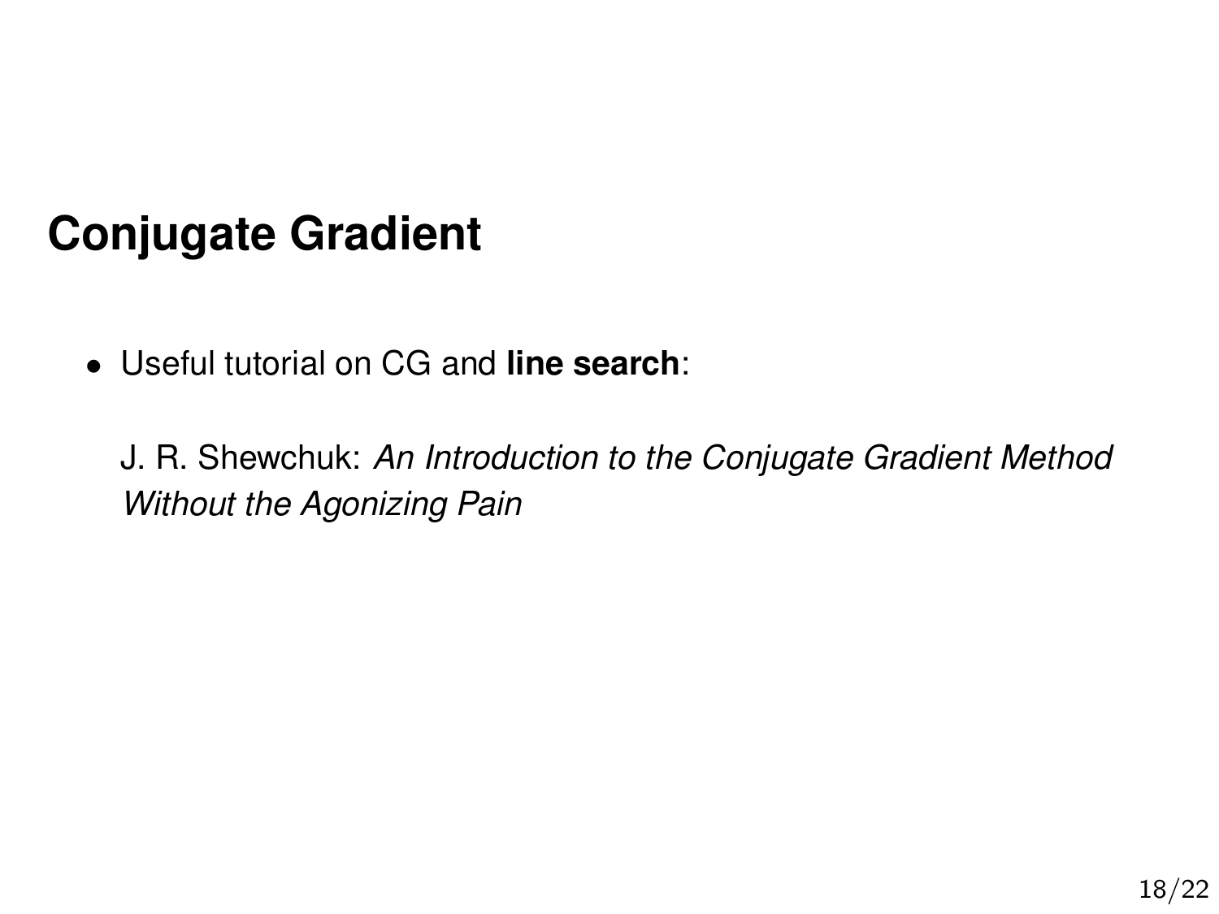# Conjugate Gradient

- Useful tutorial on CG and **line search**:

  J. R. Shewchuk: *An Introduction to the Conjugate Gradient Method Without the Agonizing Pain*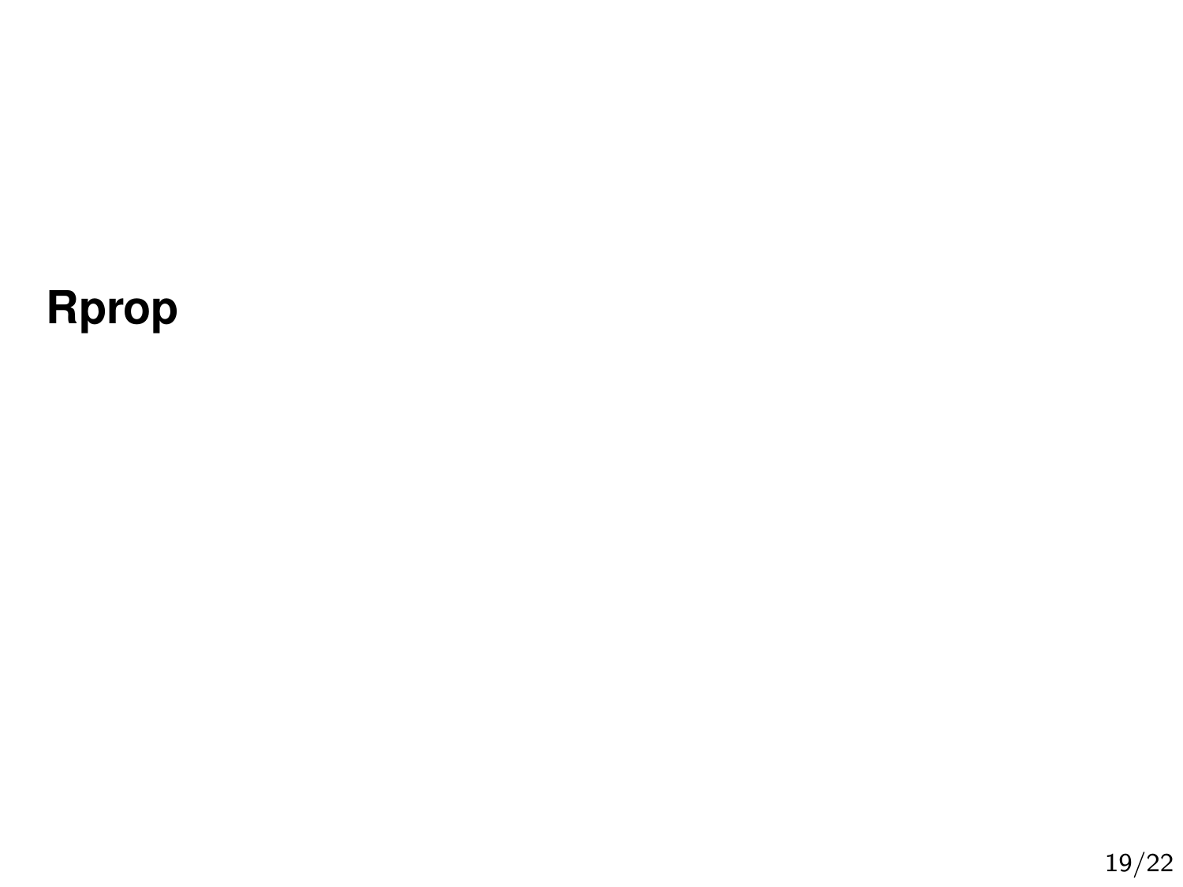# Rprop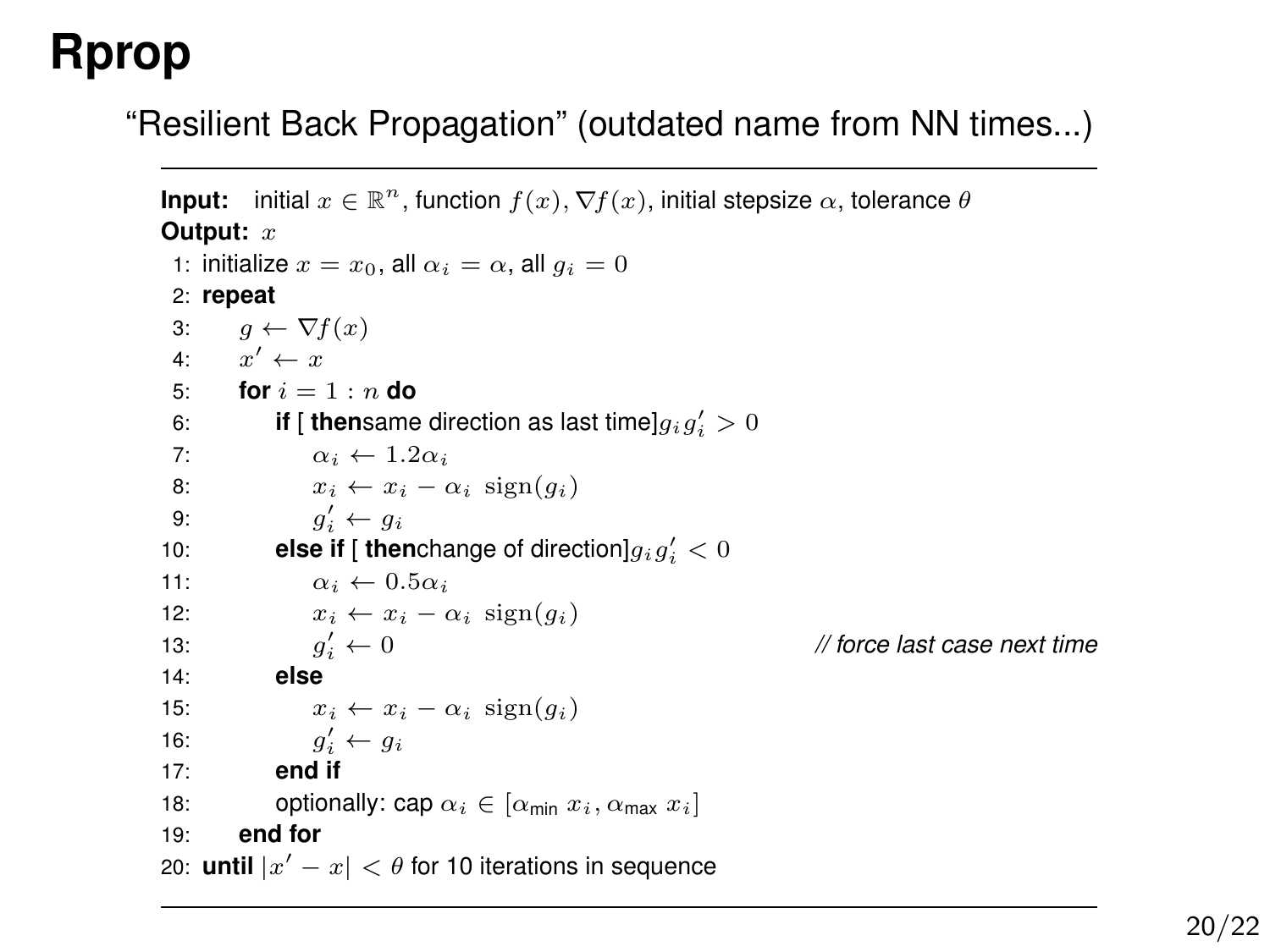# Rprop

"Resilient Back Propagation" (outdated name from NN times...)

---

**Input:** initial $x \in \mathbb{R}^n$, function $f(x), \nabla f(x)$, initial stepsize $\alpha$, tolerance $\theta$
**Output:** $x$

```
 1: initialize x = x_0, all α_i = α, all g_i = 0
 2: repeat
 3:     g ← ∇f(x)
 4:     x' ← x
 5:     for i = 1 : n do
 6:         if [ thensame direction as last time]g_i g'_i > 0
 7:             α_i ← 1.2 α_i
 8:             x_i ← x_i − α_i sign(g_i)
 9:             g'_i ← g_i
10:         else if [ thenchange of direction]g_i g'_i < 0
11:             α_i ← 0.5 α_i
12:             x_i ← x_i − α_i sign(g_i)
13:             g'_i ← 0                                  // force last case next time
14:         else
15:             x_i ← x_i − α_i sign(g_i)
16:             g'_i ← g_i
17:         end if
18:         optionally: cap α_i ∈ [α_min x_i, α_max x_i]
19:     end for
20: until |x' − x| < θ for 10 iterations in sequence
```

---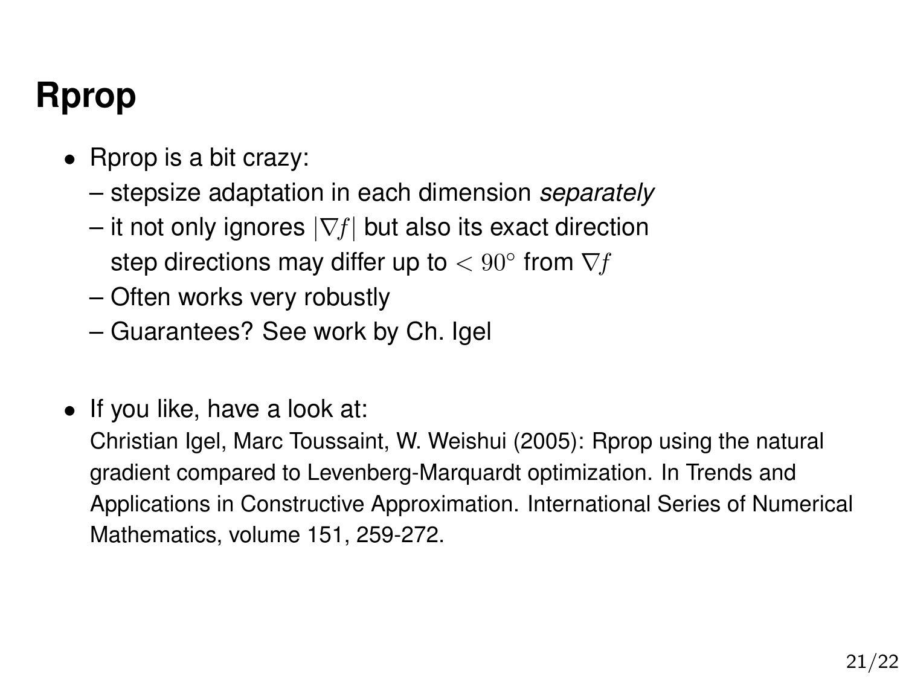# Rprop

- Rprop is a bit crazy:
  - stepsize adaptation in each dimension *separately*
  - it not only ignores $|\nabla f|$ but also its exact direction
    step directions may differ up to $< 90°$ from $\nabla f$
  - Often works very robustly
  - Guarantees? See work by Ch. Igel

- If you like, have a look at:
  Christian Igel, Marc Toussaint, W. Weishui (2005): Rprop using the natural gradient compared to Levenberg-Marquardt optimization. In Trends and Applications in Constructive Approximation. International Series of Numerical Mathematics, volume 151, 259-272.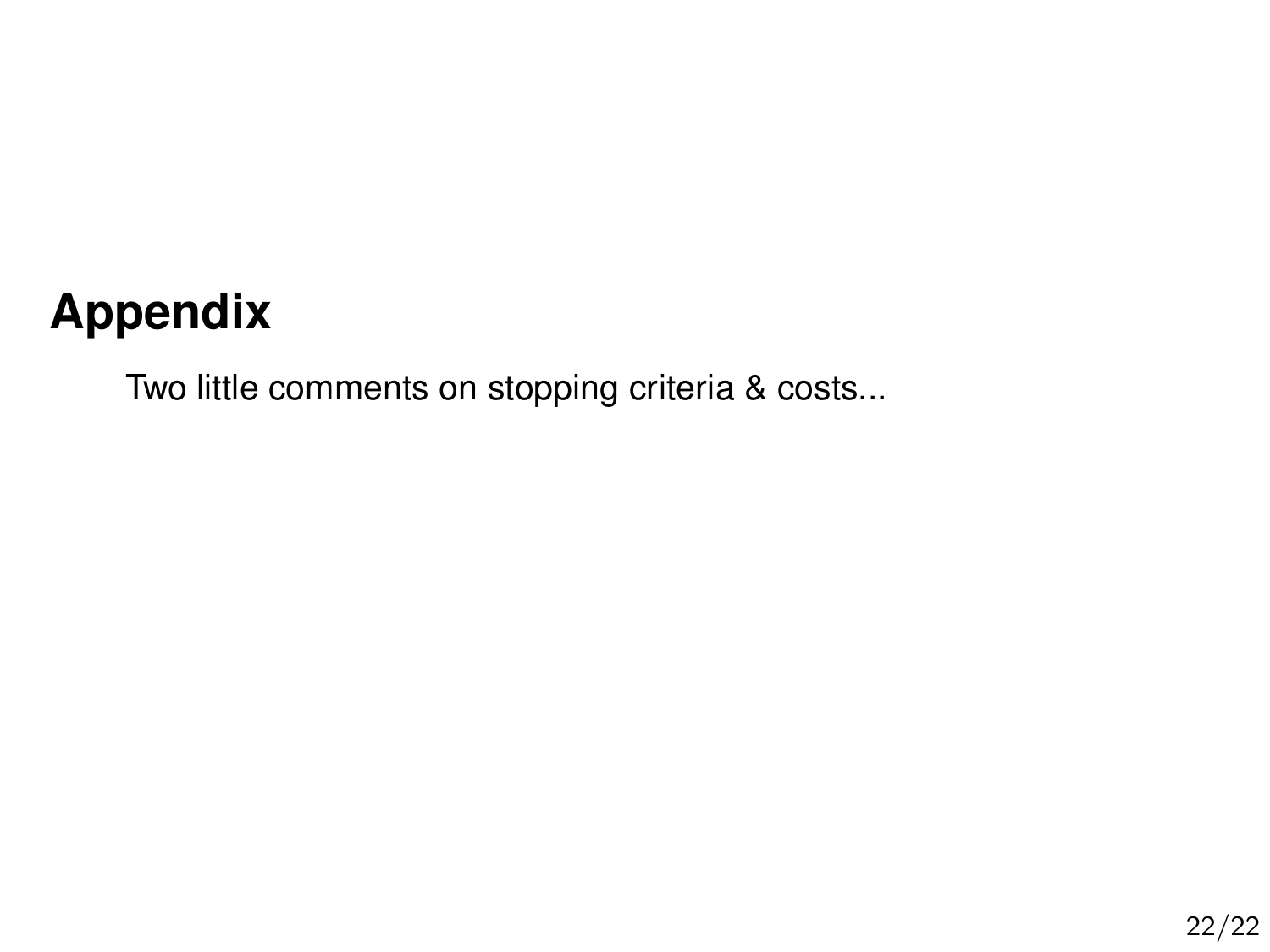# Appendix

Two little comments on stopping criteria & costs...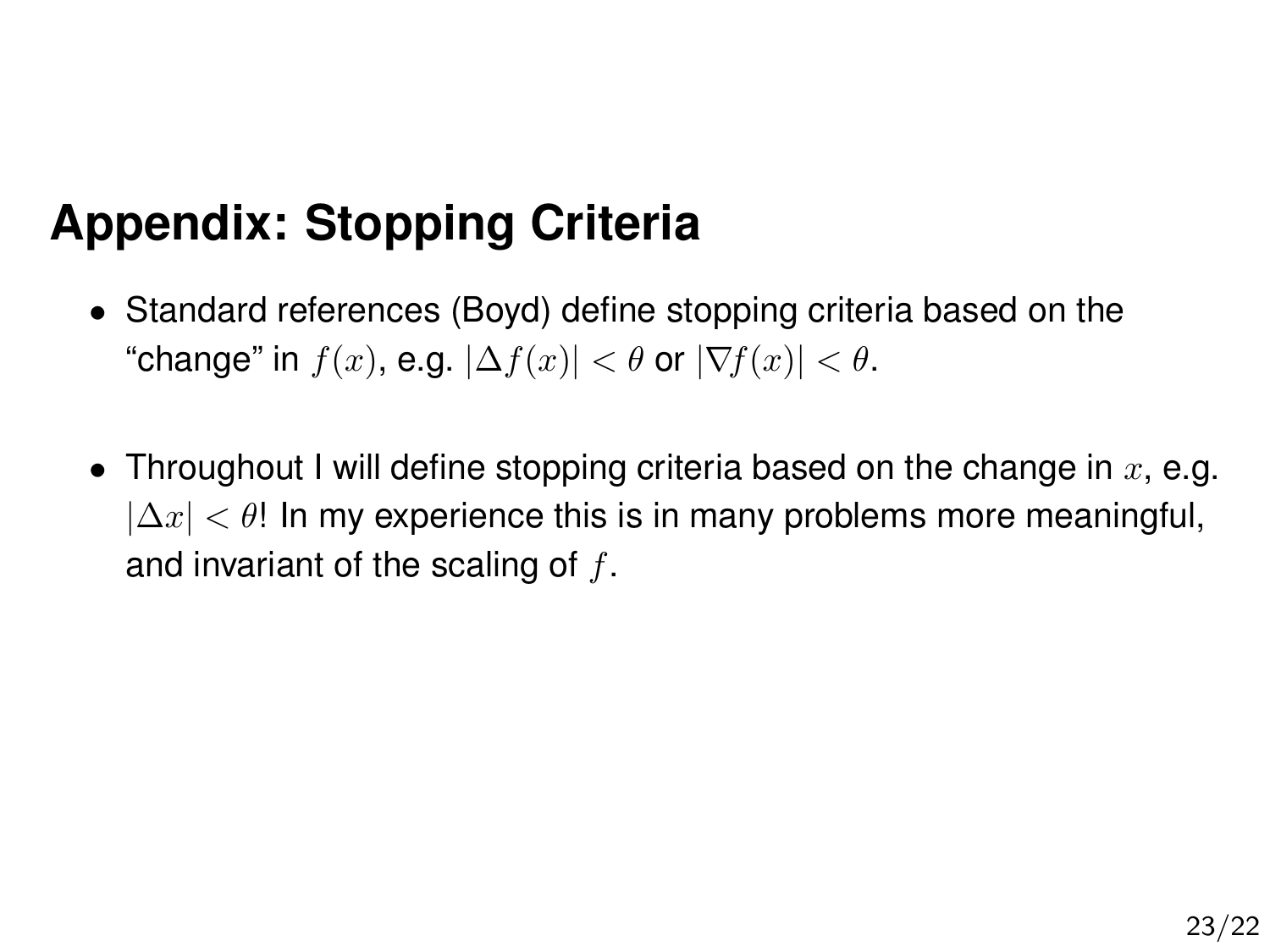## Appendix: Stopping Criteria

- Standard references (Boyd) define stopping criteria based on the "change" in $f(x)$, e.g. $|\Delta f(x)| < \theta$ or $|\nabla f(x)| < \theta$.

- Throughout I will define stopping criteria based on the change in $x$, e.g. $|\Delta x| < \theta$! In my experience this is in many problems more meaningful, and invariant of the scaling of $f$.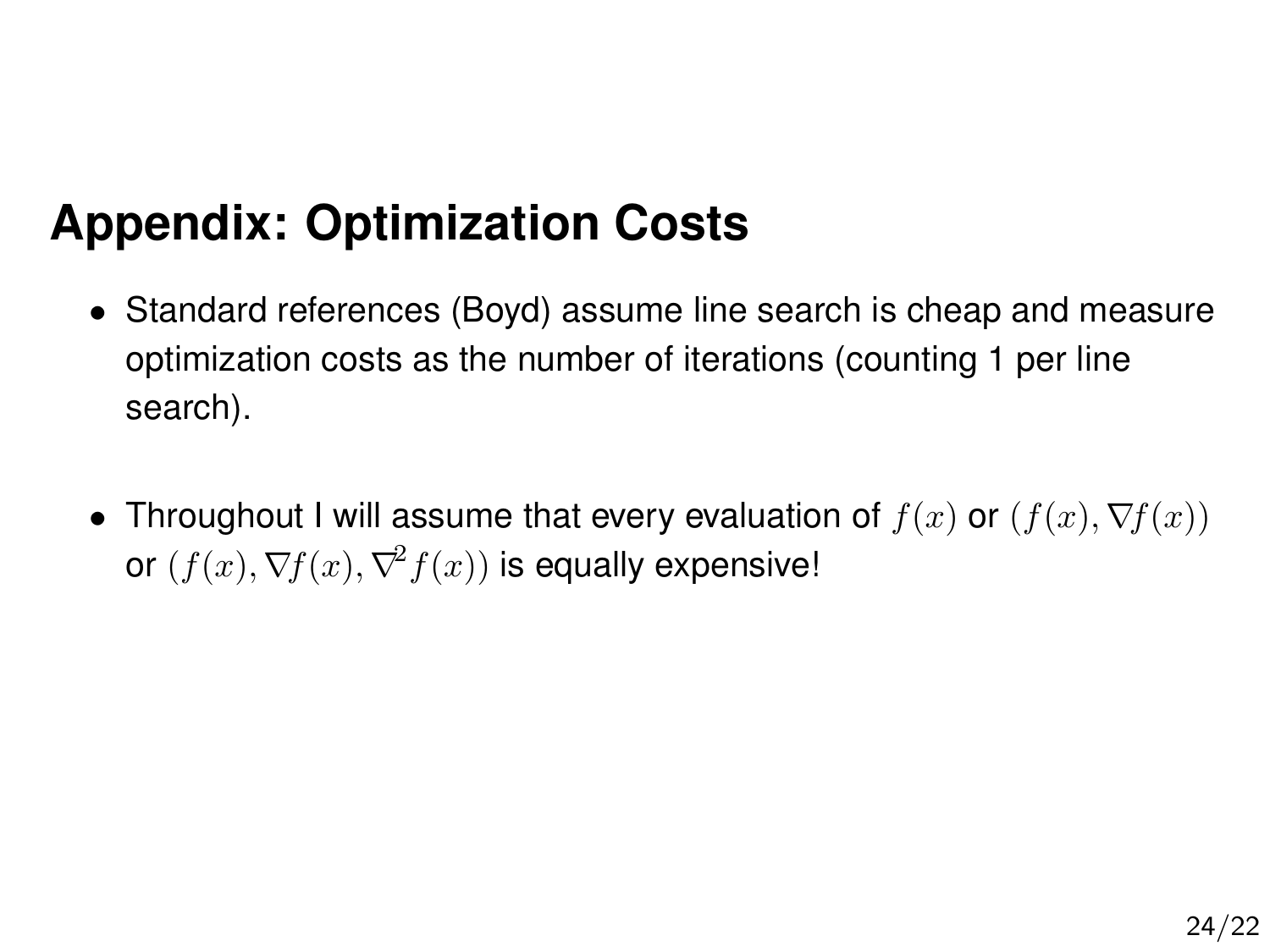## Appendix: Optimization Costs

- Standard references (Boyd) assume line search is cheap and measure optimization costs as the number of iterations (counting 1 per line search).
- Throughout I will assume that every evaluation of $f(x)$ or $(f(x), \nabla f(x))$ or $(f(x), \nabla f(x), \nabla^2 f(x))$ is equally expensive!